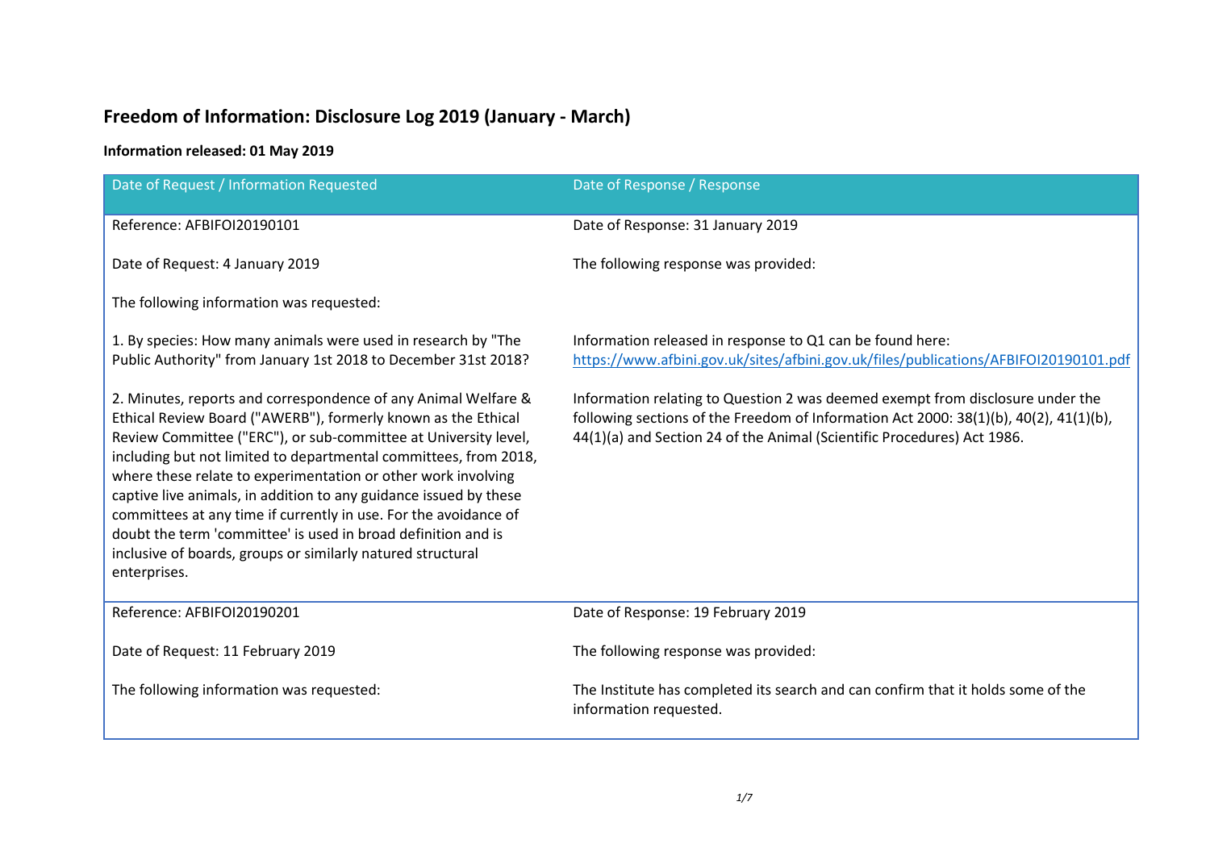# Freedom of Information: Disclosure Log 2019 (January - March)

**Information released: 01 May 2019**

| Date of Request / Information Requested | Date of Response / Response |
|---|---|
| Reference: AFBIFOI20190101<br><br>Date of Request: 4 January 2019<br><br>The following information was requested:<br><br>1. By species: How many animals were used in research by "The Public Authority" from January 1st 2018 to December 31st 2018?<br><br>2. Minutes, reports and correspondence of any Animal Welfare & Ethical Review Board ("AWERB"), formerly known as the Ethical Review Committee ("ERC"), or sub-committee at University level, including but not limited to departmental committees, from 2018, where these relate to experimentation or other work involving captive live animals, in addition to any guidance issued by these committees at any time if currently in use. For the avoidance of doubt the term 'committee' is used in broad definition and is inclusive of boards, groups or similarly natured structural enterprises. | Date of Response: 31 January 2019<br><br>The following response was provided:<br><br>Information released in response to Q1 can be found here: [https://www.afbini.gov.uk/sites/afbini.gov.uk/files/publications/AFBIFOI20190101.pdf](https://www.afbini.gov.uk/sites/afbini.gov.uk/files/publications/AFBIFOI20190101.pdf)<br><br>Information relating to Question 2 was deemed exempt from disclosure under the following sections of the Freedom of Information Act 2000: 38(1)(b), 40(2), 41(1)(b), 44(1)(a) and Section 24 of the Animal (Scientific Procedures) Act 1986. |
| Reference: AFBIFOI20190201<br><br>Date of Request: 11 February 2019<br><br>The following information was requested: | Date of Response: 19 February 2019<br><br>The following response was provided:<br><br>The Institute has completed its search and can confirm that it holds some of the information requested. |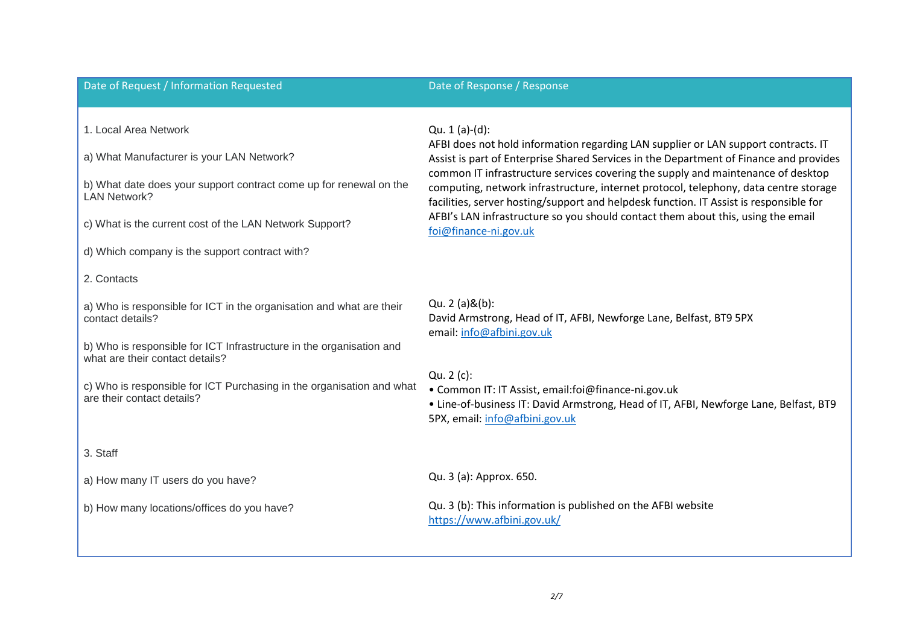| Date of Request / Information Requested | Date of Response / Response |
| --- | --- |
| 1. Local Area Network<br><br>a) What Manufacturer is your LAN Network?<br><br>b) What date does your support contract come up for renewal on the LAN Network?<br><br>c) What is the current cost of the LAN Network Support?<br><br>d) Which company is the support contract with? | Qu. 1 (a)-(d):<br>AFBI does not hold information regarding LAN supplier or LAN support contracts. IT Assist is part of Enterprise Shared Services in the Department of Finance and provides common IT infrastructure services covering the supply and maintenance of desktop computing, network infrastructure, internet protocol, telephony, data centre storage facilities, server hosting/support and helpdesk function. IT Assist is responsible for AFBI's LAN infrastructure so you should contact them about this, using the email foi@finance-ni.gov.uk |
| 2. Contacts<br><br>a) Who is responsible for ICT in the organisation and what are their contact details?<br><br>b) Who is responsible for ICT Infrastructure in the organisation and what are their contact details?<br><br>c) Who is responsible for ICT Purchasing in the organisation and what are their contact details? | Qu. 2 (a)&(b):<br>David Armstrong, Head of IT, AFBI, Newforge Lane, Belfast, BT9 5PX<br>email: info@afbini.gov.uk<br><br>Qu. 2 (c):<br>• Common IT: IT Assist, email:foi@finance-ni.gov.uk<br>• Line-of-business IT: David Armstrong, Head of IT, AFBI, Newforge Lane, Belfast, BT9 5PX, email: info@afbini.gov.uk |
| 3. Staff<br><br>a) How many IT users do you have?<br><br>b) How many locations/offices do you have? | Qu. 3 (a): Approx. 650.<br><br>Qu. 3 (b): This information is published on the AFBI website https://www.afbini.gov.uk/ |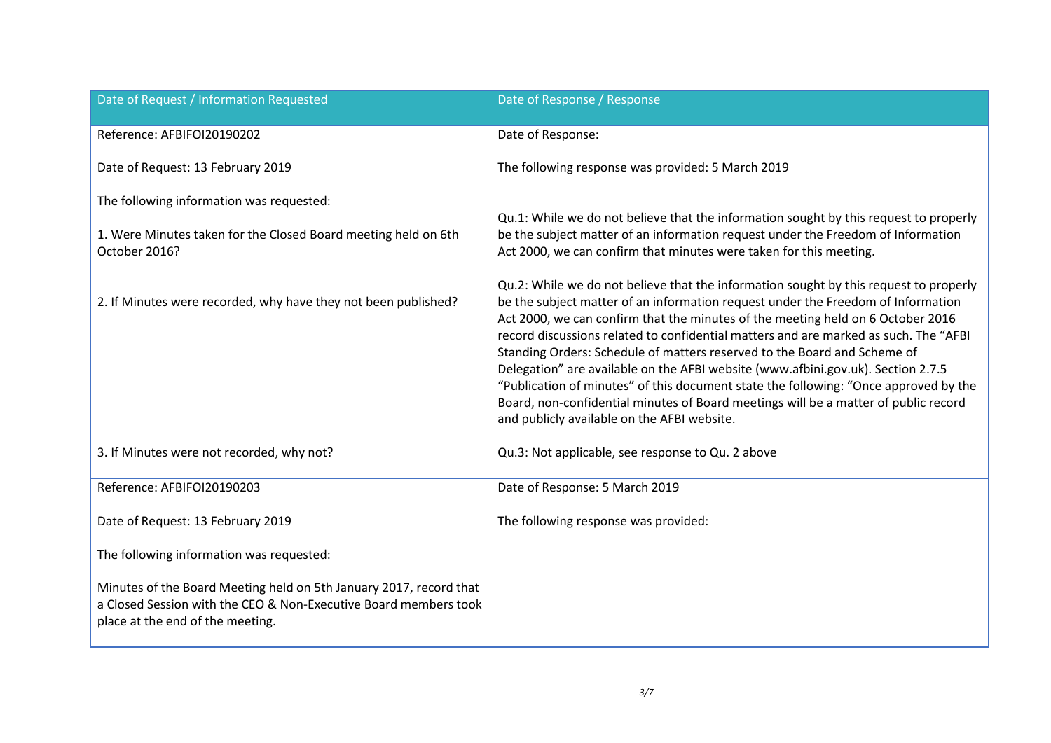| Date of Request / Information Requested | Date of Response / Response |
|---|---|
| Reference: AFBIFOI20190202<br><br>Date of Request: 13 February 2019<br><br>The following information was requested:<br><br>1. Were Minutes taken for the Closed Board meeting held on 6th October 2016?<br><br>2. If Minutes were recorded, why have they not been published?<br><br>3. If Minutes were not recorded, why not? | Date of Response:<br><br>The following response was provided: 5 March 2019<br><br>Qu.1: While we do not believe that the information sought by this request to properly be the subject matter of an information request under the Freedom of Information Act 2000, we can confirm that minutes were taken for this meeting.<br><br>Qu.2: While we do not believe that the information sought by this request to properly be the subject matter of an information request under the Freedom of Information Act 2000, we can confirm that the minutes of the meeting held on 6 October 2016 record discussions related to confidential matters and are marked as such. The "AFBI Standing Orders: Schedule of matters reserved to the Board and Scheme of Delegation" are available on the AFBI website (www.afbini.gov.uk). Section 2.7.5 "Publication of minutes" of this document state the following: "Once approved by the Board, non-confidential minutes of Board meetings will be a matter of public record and publicly available on the AFBI website.<br><br>Qu.3: Not applicable, see response to Qu. 2 above |
| Reference: AFBIFOI20190203<br><br>Date of Request: 13 February 2019<br><br>The following information was requested:<br><br>Minutes of the Board Meeting held on 5th January 2017, record that a Closed Session with the CEO & Non-Executive Board members took place at the end of the meeting. | Date of Response: 5 March 2019<br><br>The following response was provided: |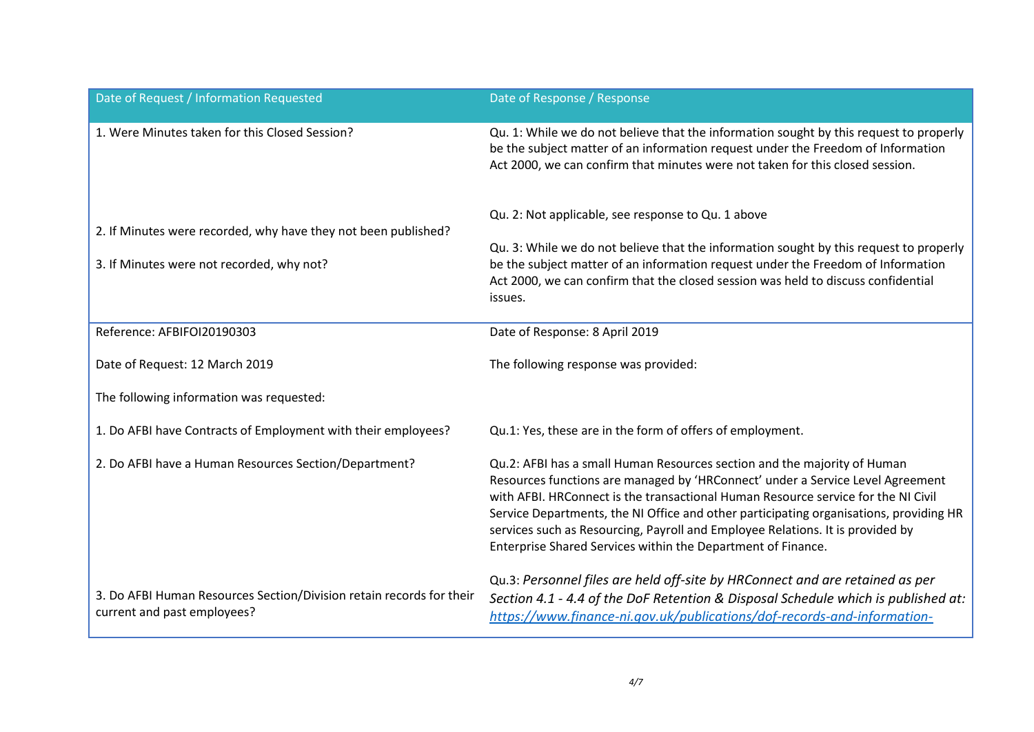| Date of Request / Information Requested | Date of Response / Response |
|---|---|
| 1. Were Minutes taken for this Closed Session? | Qu. 1: While we do not believe that the information sought by this request to properly be the subject matter of an information request under the Freedom of Information Act 2000, we can confirm that minutes were not taken for this closed session. |
| 2. If Minutes were recorded, why have they not been published? | Qu. 2: Not applicable, see response to Qu. 1 above |
| 3. If Minutes were not recorded, why not? | Qu. 3: While we do not believe that the information sought by this request to properly be the subject matter of an information request under the Freedom of Information Act 2000, we can confirm that the closed session was held to discuss confidential issues. |
| Reference: AFBIFOI20190303<br><br>Date of Request: 12 March 2019<br><br>The following information was requested: | Date of Response: 8 April 2019<br><br>The following response was provided: |
| 1. Do AFBI have Contracts of Employment with their employees? | Qu.1: Yes, these are in the form of offers of employment. |
| 2. Do AFBI have a Human Resources Section/Department? | Qu.2: AFBI has a small Human Resources section and the majority of Human Resources functions are managed by 'HRConnect' under a Service Level Agreement with AFBI. HRConnect is the transactional Human Resource service for the NI Civil Service Departments, the NI Office and other participating organisations, providing HR services such as Resourcing, Payroll and Employee Relations. It is provided by Enterprise Shared Services within the Department of Finance. |
| 3. Do AFBI Human Resources Section/Division retain records for their current and past employees? | Qu.3: *Personnel files are held off-site by HRConnect and are retained as per Section 4.1 - 4.4 of the DoF Retention & Disposal Schedule which is published at:* *https://www.finance-ni.gov.uk/publications/dof-records-and-information-* |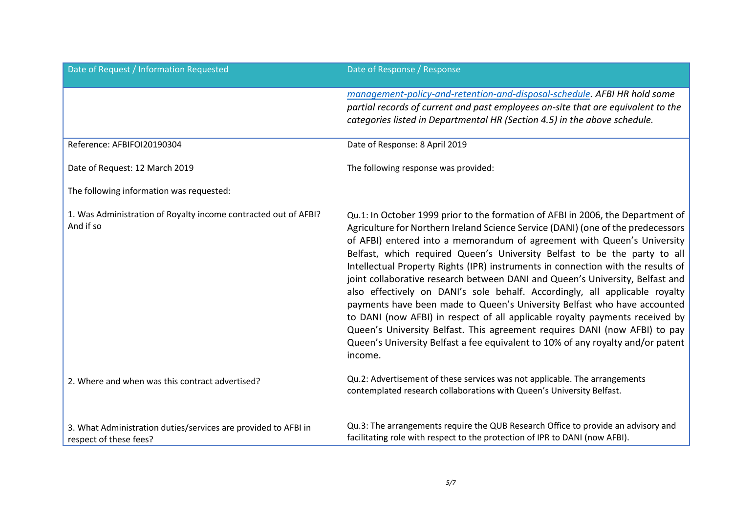| Date of Request / Information Requested | Date of Response / Response |
|---|---|
| | *management-policy-and-retention-and-disposal-schedule. AFBI HR hold some partial records of current and past employees on-site that are equivalent to the categories listed in Departmental HR (Section 4.5) in the above schedule.* |
| Reference: AFBIFOI20190304<br><br>Date of Request: 12 March 2019<br><br>The following information was requested:<br><br>1. Was Administration of Royalty income contracted out of AFBI? And if so | Date of Response: 8 April 2019<br><br>The following response was provided:<br><br>Qu.1: In October 1999 prior to the formation of AFBI in 2006, the Department of Agriculture for Northern Ireland Science Service (DANI) (one of the predecessors of AFBI) entered into a memorandum of agreement with Queen's University Belfast, which required Queen's University Belfast to be the party to all Intellectual Property Rights (IPR) instruments in connection with the results of joint collaborative research between DANI and Queen's University, Belfast and also effectively on DANI's sole behalf. Accordingly, all applicable royalty payments have been made to Queen's University Belfast who have accounted to DANI (now AFBI) in respect of all applicable royalty payments received by Queen's University Belfast. This agreement requires DANI (now AFBI) to pay Queen's University Belfast a fee equivalent to 10% of any royalty and/or patent income. |
| 2. Where and when was this contract advertised? | Qu.2: Advertisement of these services was not applicable. The arrangements contemplated research collaborations with Queen's University Belfast. |
| 3. What Administration duties/services are provided to AFBI in respect of these fees? | Qu.3: The arrangements require the QUB Research Office to provide an advisory and facilitating role with respect to the protection of IPR to DANI (now AFBI). |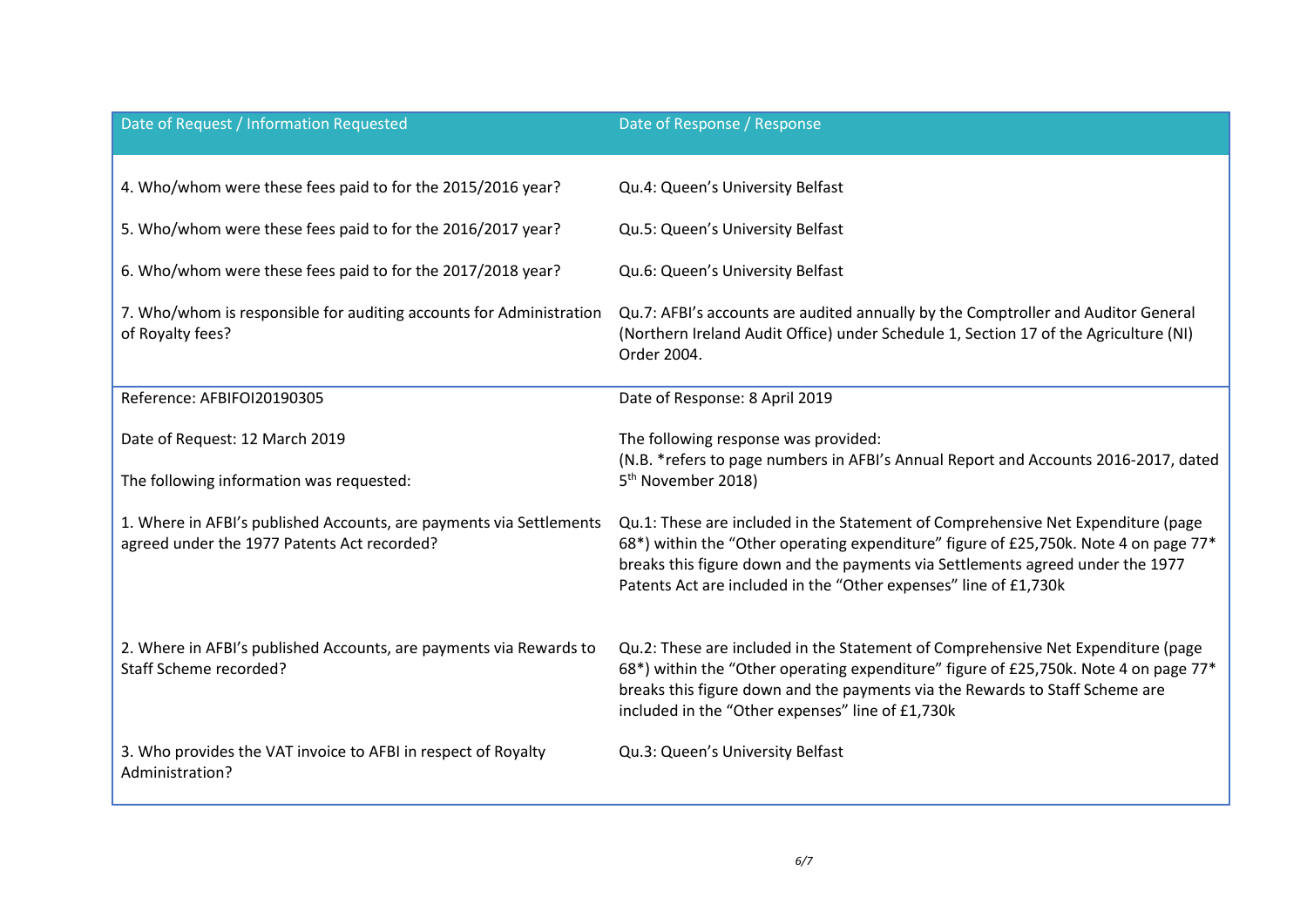| Date of Request / Information Requested | Date of Response / Response |
| --- | --- |
| 4. Who/whom were these fees paid to for the 2015/2016 year?<br><br>5. Who/whom were these fees paid to for the 2016/2017 year?<br><br>6. Who/whom were these fees paid to for the 2017/2018 year?<br><br>7. Who/whom is responsible for auditing accounts for Administration of Royalty fees? | Qu.4: Queen's University Belfast<br><br>Qu.5: Queen's University Belfast<br><br>Qu.6: Queen's University Belfast<br><br>Qu.7: AFBI's accounts are audited annually by the Comptroller and Auditor General (Northern Ireland Audit Office) under Schedule 1, Section 17 of the Agriculture (NI) Order 2004. |
| Reference: AFBIFOI20190305<br><br>Date of Request: 12 March 2019<br><br>The following information was requested:<br><br>1. Where in AFBI's published Accounts, are payments via Settlements agreed under the 1977 Patents Act recorded?<br><br>2. Where in AFBI's published Accounts, are payments via Rewards to Staff Scheme recorded?<br><br>3. Who provides the VAT invoice to AFBI in respect of Royalty Administration? | Date of Response: 8 April 2019<br><br>The following response was provided:<br>(N.B. *refers to page numbers in AFBI's Annual Report and Accounts 2016-2017, dated 5th November 2018)<br><br>Qu.1: These are included in the Statement of Comprehensive Net Expenditure (page 68*) within the "Other operating expenditure" figure of £25,750k. Note 4 on page 77* breaks this figure down and the payments via Settlements agreed under the 1977 Patents Act are included in the "Other expenses" line of £1,730k<br><br>Qu.2: These are included in the Statement of Comprehensive Net Expenditure (page 68*) within the "Other operating expenditure" figure of £25,750k. Note 4 on page 77* breaks this figure down and the payments via the Rewards to Staff Scheme are included in the "Other expenses" line of £1,730k<br><br>Qu.3: Queen's University Belfast |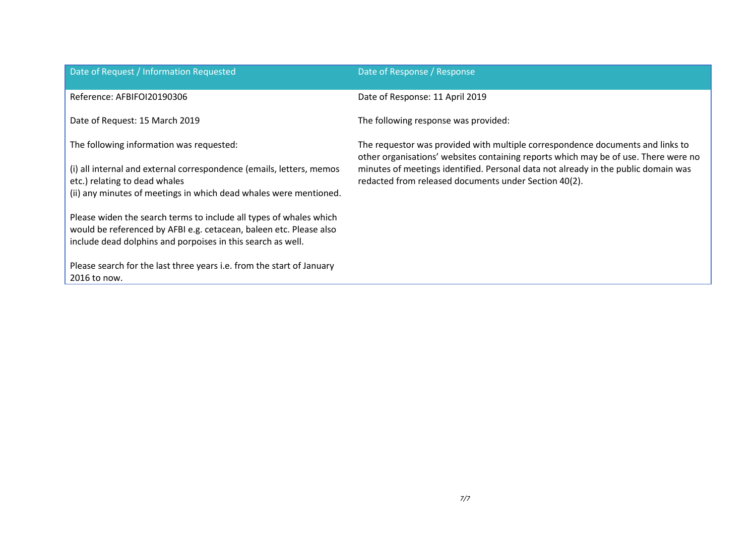| Date of Request / Information Requested | Date of Response / Response |
|---|---|
| Reference: AFBIFOI20190306<br><br>Date of Request: 15 March 2019<br><br>The following information was requested:<br><br>(i) all internal and external correspondence (emails, letters, memos etc.) relating to dead whales<br>(ii) any minutes of meetings in which dead whales were mentioned.<br><br>Please widen the search terms to include all types of whales which would be referenced by AFBI e.g. cetacean, baleen etc. Please also include dead dolphins and porpoises in this search as well.<br><br>Please search for the last three years i.e. from the start of January 2016 to now. | Date of Response: 11 April 2019<br><br>The following response was provided:<br><br>The requestor was provided with multiple correspondence documents and links to other organisations' websites containing reports which may be of use. There were no minutes of meetings identified. Personal data not already in the public domain was redacted from released documents under Section 40(2). |